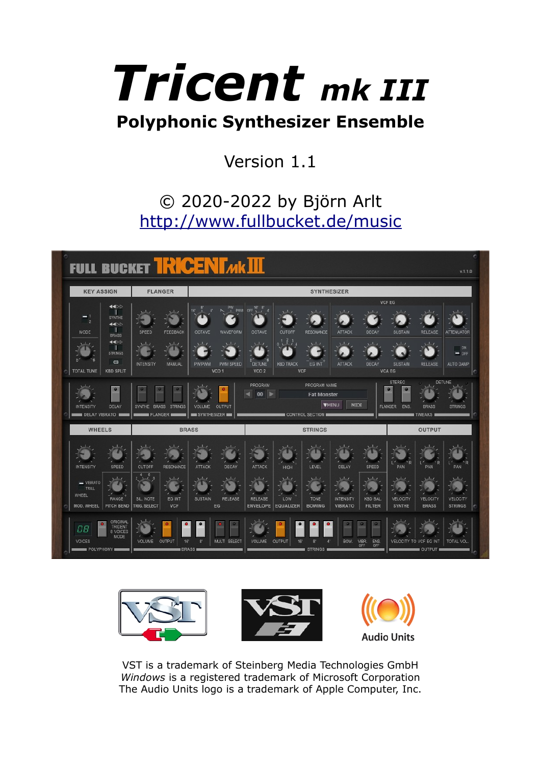# Tricent mk III

## Polyphonic Synthesizer Ensemble

Version 1.1

© 2020-2022 by Björn Arlt
[http://www.fullbucket.de/music](http://www.fullbucket.de/music)

VST is a trademark of Steinberg Media Technologies GmbH
*Windows* is a registered trademark of Microsoft Corporation
The Audio Units logo is a trademark of Apple Computer, Inc.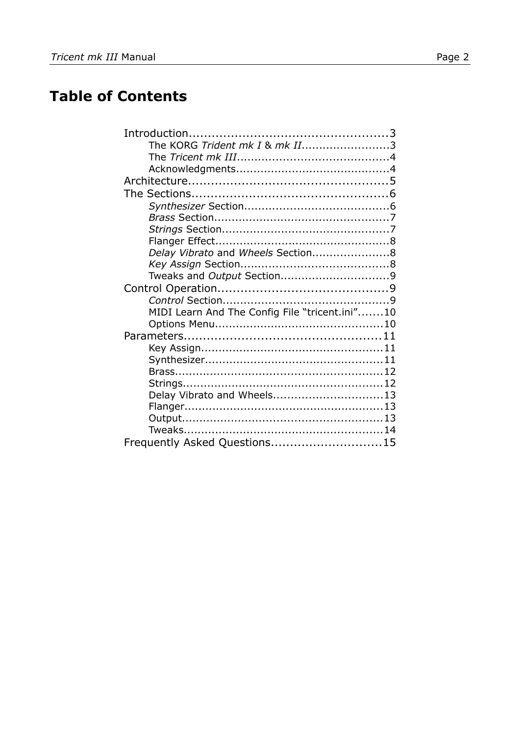# Table of Contents

- Introduction....................................................3
  - The KORG *Trident mk I* & *mk II*........................3
  - The *Tricent mk III*..........................................4
  - Acknowledgments...........................................4
- Architecture....................................................5
- The Sections...................................................6
  - *Synthesizer* Section........................................6
  - *Brass* Section.................................................7
  - *Strings* Section...............................................7
  - Flanger Effect.................................................8
  - *Delay Vibrato* and *Wheels* Section......................8
  - *Key Assign* Section..........................................8
  - Tweaks and *Output* Section...............................9
- Control Operation............................................9
  - *Control* Section...............................................9
  - MIDI Learn And The Config File “tricent.ini”.......10
  - Options Menu...............................................10
- Parameters...................................................11
  - Key Assign...................................................11
  - Synthesizer..................................................11
  - Brass..........................................................12
  - Strings........................................................12
  - Delay Vibrato and Wheels...............................13
  - Flanger........................................................13
  - Output........................................................13
  - Tweaks........................................................14
- Frequently Asked Questions.............................15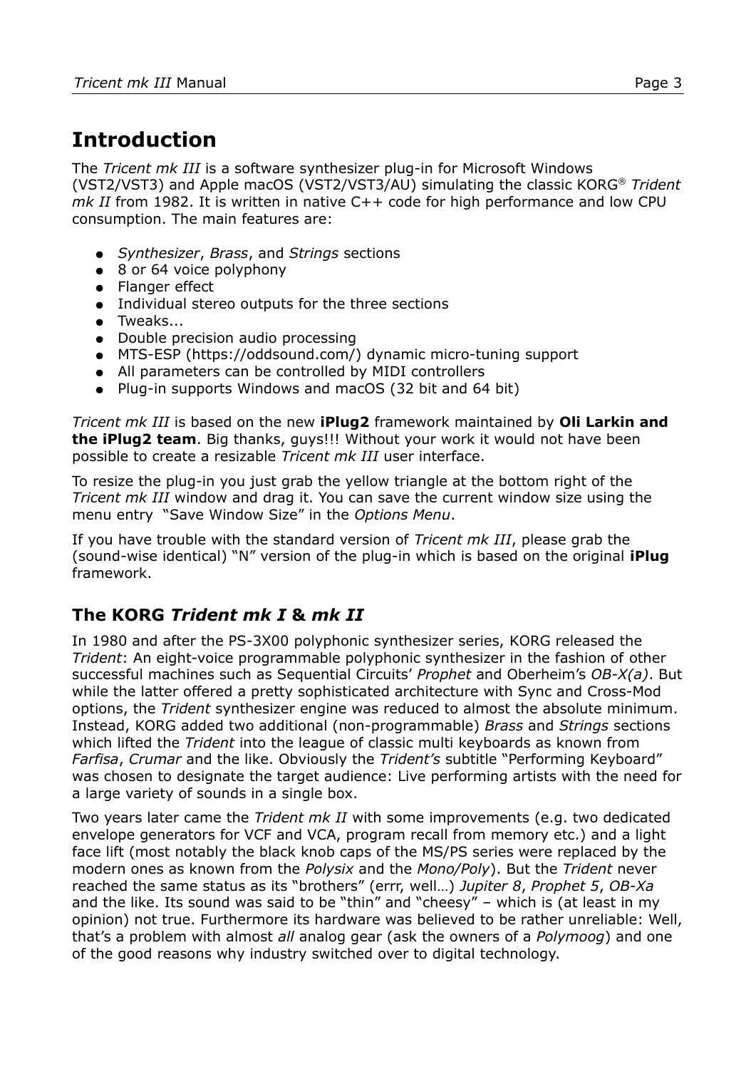# Introduction

The *Tricent mk III* is a software synthesizer plug-in for Microsoft Windows (VST2/VST3) and Apple macOS (VST2/VST3/AU) simulating the classic KORG® *Trident mk II* from 1982. It is written in native C++ code for high performance and low CPU consumption. The main features are:

- *Synthesizer*, *Brass*, and *Strings* sections
- 8 or 64 voice polyphony
- Flanger effect
- Individual stereo outputs for the three sections
- Tweaks...
- Double precision audio processing
- MTS-ESP (https://oddsound.com/) dynamic micro-tuning support
- All parameters can be controlled by MIDI controllers
- Plug-in supports Windows and macOS (32 bit and 64 bit)

*Tricent mk III* is based on the new **iPlug2** framework maintained by **Oli Larkin and the iPlug2 team**. Big thanks, guys!!! Without your work it would not have been possible to create a resizable *Tricent mk III* user interface.

To resize the plug-in you just grab the yellow triangle at the bottom right of the *Tricent mk III* window and drag it. You can save the current window size using the menu entry "Save Window Size" in the *Options Menu*.

If you have trouble with the standard version of *Tricent mk III*, please grab the (sound-wise identical) "N" version of the plug-in which is based on the original **iPlug** framework.

## The KORG *Trident mk I* & *mk II*

In 1980 and after the PS-3X00 polyphonic synthesizer series, KORG released the *Trident*: An eight-voice programmable polyphonic synthesizer in the fashion of other successful machines such as Sequential Circuits' *Prophet* and Oberheim's *OB-X(a)*. But while the latter offered a pretty sophisticated architecture with Sync and Cross-Mod options, the *Trident* synthesizer engine was reduced to almost the absolute minimum. Instead, KORG added two additional (non-programmable) *Brass* and *Strings* sections which lifted the *Trident* into the league of classic multi keyboards as known from *Farfisa*, *Crumar* and the like. Obviously the *Trident's* subtitle "Performing Keyboard" was chosen to designate the target audience: Live performing artists with the need for a large variety of sounds in a single box.

Two years later came the *Trident mk II* with some improvements (e.g. two dedicated envelope generators for VCF and VCA, program recall from memory etc.) and a light face lift (most notably the black knob caps of the MS/PS series were replaced by the modern ones as known from the *Polysix* and the *Mono/Poly*). But the *Trident* never reached the same status as its "brothers" (errr, well…) *Jupiter 8*, *Prophet 5*, *OB-Xa* and the like. Its sound was said to be "thin" and "cheesy" – which is (at least in my opinion) not true. Furthermore its hardware was believed to be rather unreliable: Well, that's a problem with almost *all* analog gear (ask the owners of a *Polymoog*) and one of the good reasons why industry switched over to digital technology.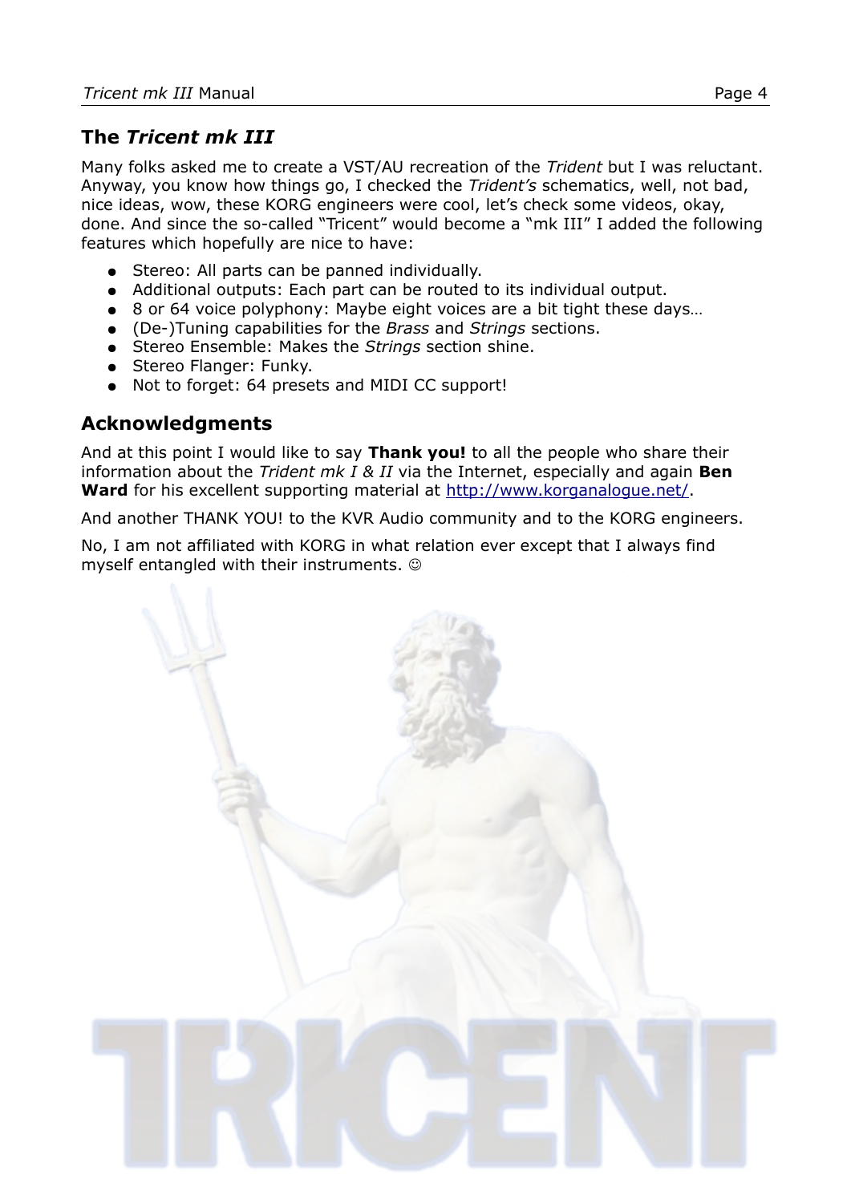## The *Tricent mk III*

Many folks asked me to create a VST/AU recreation of the *Trident* but I was reluctant. Anyway, you know how things go, I checked the *Trident's* schematics, well, not bad, nice ideas, wow, these KORG engineers were cool, let's check some videos, okay, done. And since the so-called "Tricent" would become a "mk III" I added the following features which hopefully are nice to have:

- Stereo: All parts can be panned individually.
- Additional outputs: Each part can be routed to its individual output.
- 8 or 64 voice polyphony: Maybe eight voices are a bit tight these days…
- (De-)Tuning capabilities for the *Brass* and *Strings* sections.
- Stereo Ensemble: Makes the *Strings* section shine.
- Stereo Flanger: Funky.
- Not to forget: 64 presets and MIDI CC support!

## Acknowledgments

And at this point I would like to say **Thank you!** to all the people who share their information about the *Trident mk I & II* via the Internet, especially and again **Ben Ward** for his excellent supporting material at http://www.korganalogue.net/.

And another THANK YOU! to the KVR Audio community and to the KORG engineers.

No, I am not affiliated with KORG in what relation ever except that I always find myself entangled with their instruments. ☺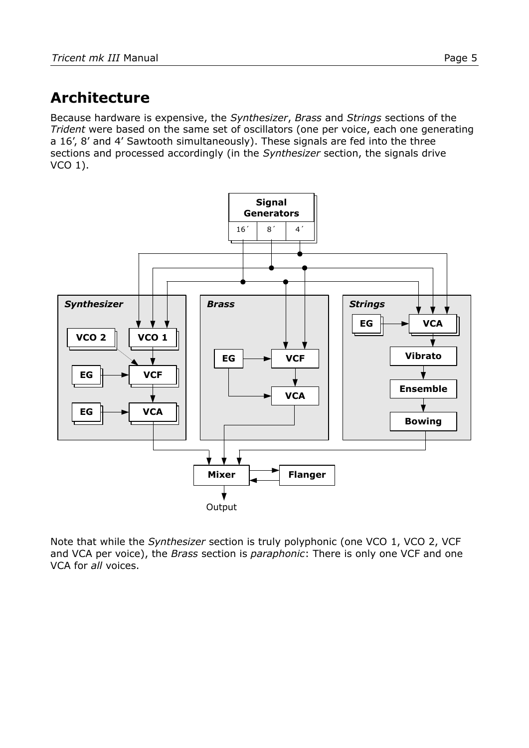## Architecture

Because hardware is expensive, the *Synthesizer*, *Brass* and *Strings* sections of the *Trident* were based on the same set of oscillators (one per voice, each one generating a 16′, 8′ and 4′ Sawtooth simultaneously). These signals are fed into the three sections and processed accordingly (in the *Synthesizer* section, the signals drive VCO 1).

Note that while the *Synthesizer* section is truly polyphonic (one VCO 1, VCO 2, VCF and VCA per voice), the *Brass* section is *paraphonic*: There is only one VCF and one VCA for *all* voices.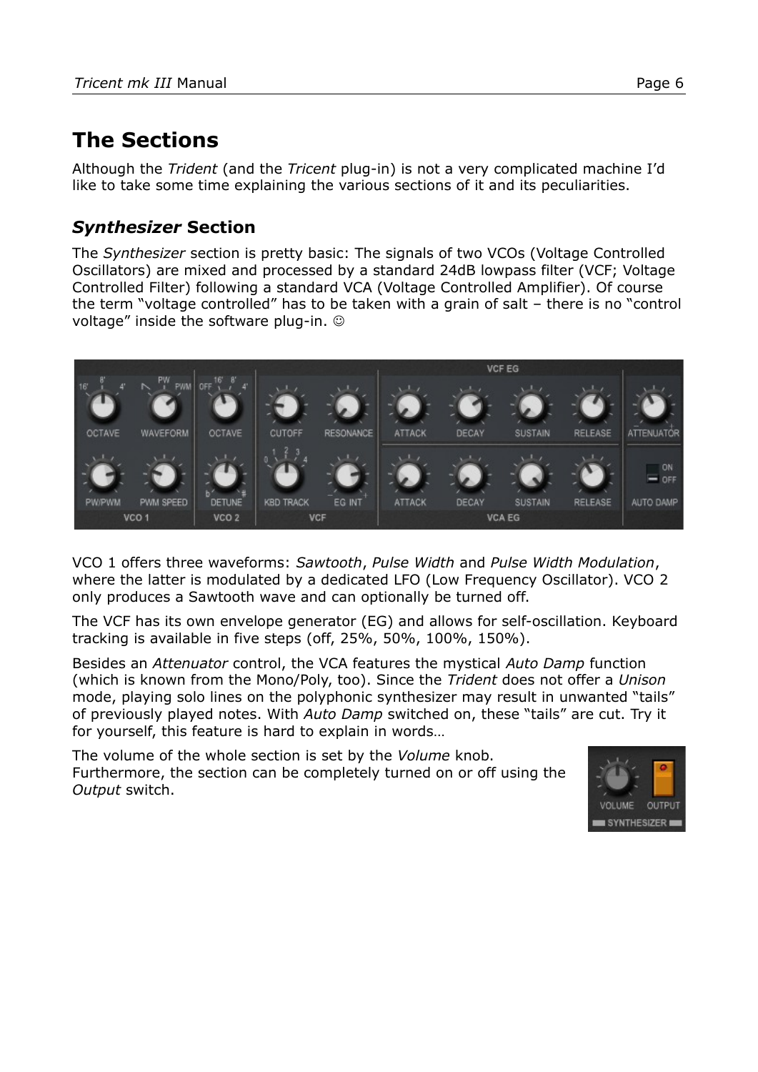# The Sections

Although the *Trident* (and the *Tricent* plug-in) is not a very complicated machine I'd like to take some time explaining the various sections of it and its peculiarities.

## *Synthesizer* Section

The *Synthesizer* section is pretty basic: The signals of two VCOs (Voltage Controlled Oscillators) are mixed and processed by a standard 24dB lowpass filter (VCF; Voltage Controlled Filter) following a standard VCA (Voltage Controlled Amplifier). Of course the term "voltage controlled" has to be taken with a grain of salt – there is no "control voltage" inside the software plug-in. ☺

VCO 1 offers three waveforms: *Sawtooth*, *Pulse Width* and *Pulse Width Modulation*, where the latter is modulated by a dedicated LFO (Low Frequency Oscillator). VCO 2 only produces a Sawtooth wave and can optionally be turned off.

The VCF has its own envelope generator (EG) and allows for self-oscillation. Keyboard tracking is available in five steps (off, 25%, 50%, 100%, 150%).

Besides an *Attenuator* control, the VCA features the mystical *Auto Damp* function (which is known from the Mono/Poly, too). Since the *Trident* does not offer a *Unison* mode, playing solo lines on the polyphonic synthesizer may result in unwanted "tails" of previously played notes. With *Auto Damp* switched on, these "tails" are cut. Try it for yourself, this feature is hard to explain in words…

The volume of the whole section is set by the *Volume* knob. Furthermore, the section can be completely turned on or off using the *Output* switch.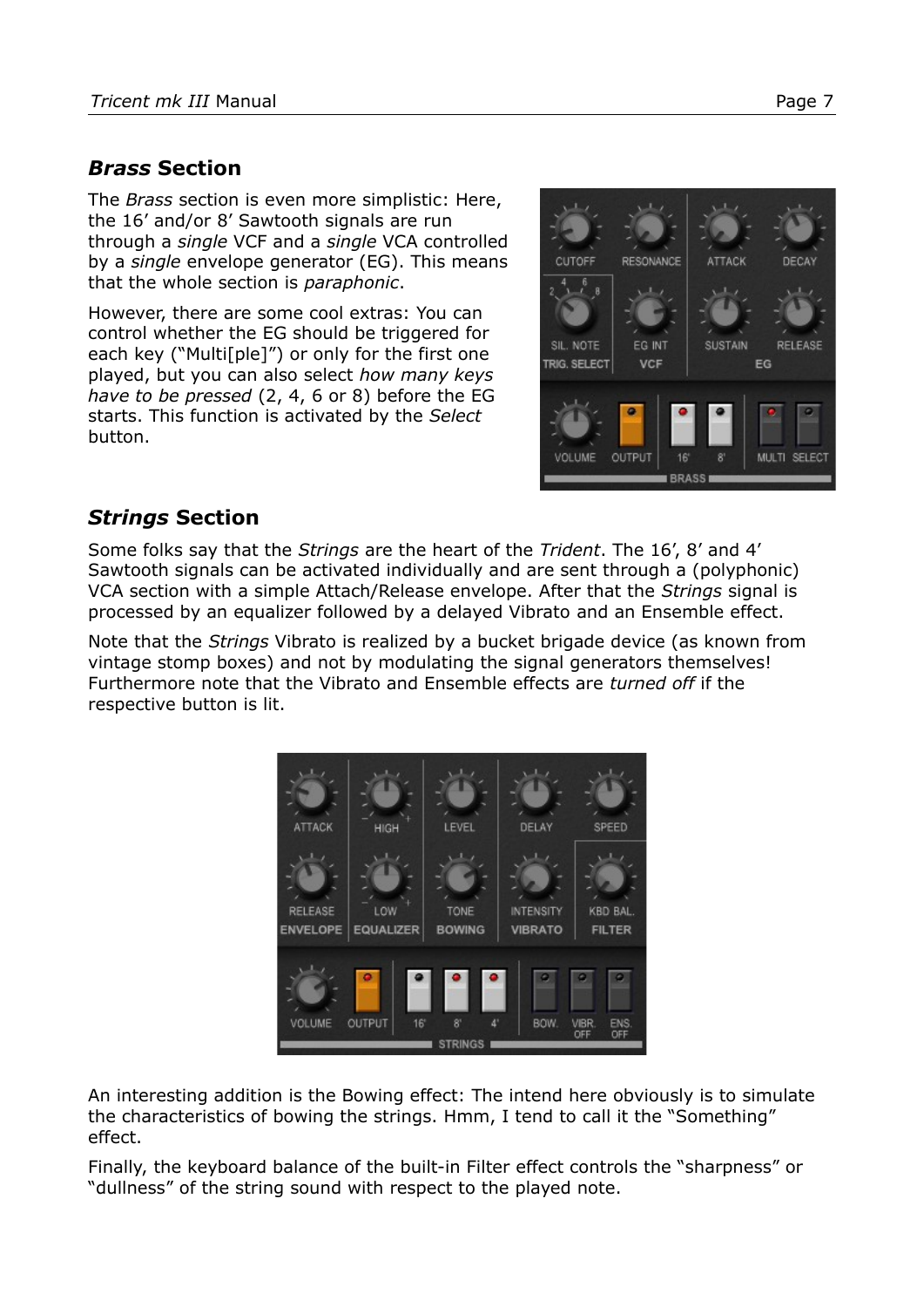## ***Brass*** **Section**

The *Brass* section is even more simplistic: Here, the 16' and/or 8' Sawtooth signals are run through a *single* VCF and a *single* VCA controlled by a *single* envelope generator (EG). This means that the whole section is *paraphonic*.

However, there are some cool extras: You can control whether the EG should be triggered for each key ("Multi[ple]") or only for the first one played, but you can also select *how many keys have to be pressed* (2, 4, 6 or 8) before the EG starts. This function is activated by the *Select* button.

## ***Strings*** **Section**

Some folks say that the *Strings* are the heart of the *Trident*. The 16', 8' and 4' Sawtooth signals can be activated individually and are sent through a (polyphonic) VCA section with a simple Attach/Release envelope. After that the *Strings* signal is processed by an equalizer followed by a delayed Vibrato and an Ensemble effect.

Note that the *Strings* Vibrato is realized by a bucket brigade device (as known from vintage stomp boxes) and not by modulating the signal generators themselves! Furthermore note that the Vibrato and Ensemble effects are *turned off* if the respective button is lit.

An interesting addition is the Bowing effect: The intend here obviously is to simulate the characteristics of bowing the strings. Hmm, I tend to call it the "Something" effect.

Finally, the keyboard balance of the built-in Filter effect controls the "sharpness" or "dullness" of the string sound with respect to the played note.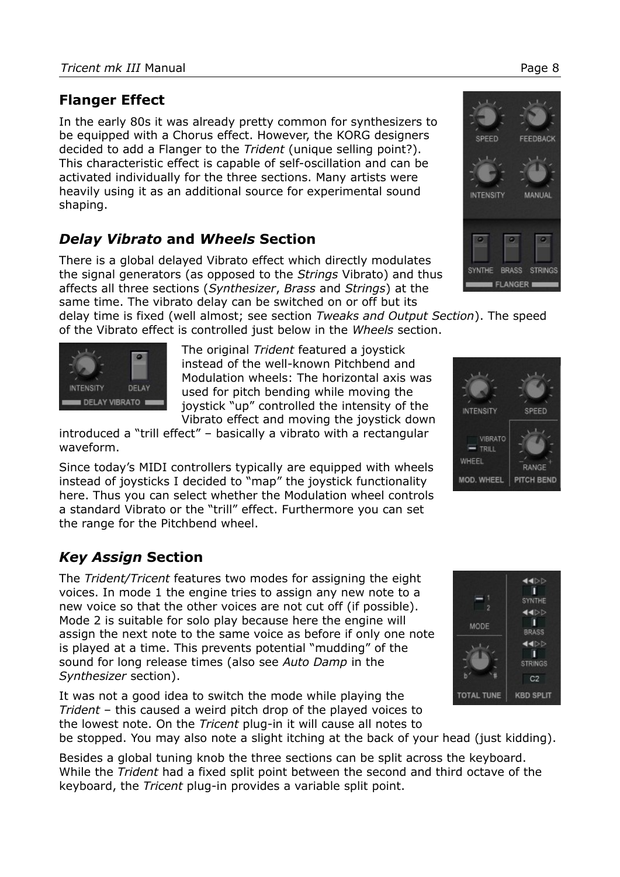## Flanger Effect

In the early 80s it was already pretty common for synthesizers to be equipped with a Chorus effect. However, the KORG designers decided to add a Flanger to the *Trident* (unique selling point?). This characteristic effect is capable of self-oscillation and can be activated individually for the three sections. Many artists were heavily using it as an additional source for experimental sound shaping.

## *Delay Vibrato* and *Wheels* Section

There is a global delayed Vibrato effect which directly modulates the signal generators (as opposed to the *Strings* Vibrato) and thus affects all three sections (*Synthesizer*, *Brass* and *Strings*) at the same time. The vibrato delay can be switched on or off but its delay time is fixed (well almost; see section *Tweaks and Output Section*). The speed of the Vibrato effect is controlled just below in the *Wheels* section.

The original *Trident* featured a joystick instead of the well-known Pitchbend and Modulation wheels: The horizontal axis was used for pitch bending while moving the joystick "up" controlled the intensity of the Vibrato effect and moving the joystick down introduced a "trill effect" – basically a vibrato with a rectangular waveform.

Since today's MIDI controllers typically are equipped with wheels instead of joysticks I decided to "map" the joystick functionality here. Thus you can select whether the Modulation wheel controls a standard Vibrato or the "trill" effect. Furthermore you can set the range for the Pitchbend wheel.

## *Key Assign* Section

The *Trident/Tricent* features two modes for assigning the eight voices. In mode 1 the engine tries to assign any new note to a new voice so that the other voices are not cut off (if possible). Mode 2 is suitable for solo play because here the engine will assign the next note to the same voice as before if only one note is played at a time. This prevents potential "mudding" of the sound for long release times (also see *Auto Damp* in the *Synthesizer* section).

It was not a good idea to switch the mode while playing the *Trident* – this caused a weird pitch drop of the played voices to the lowest note. On the *Tricent* plug-in it will cause all notes to be stopped. You may also note a slight itching at the back of your head (just kidding).

Besides a global tuning knob the three sections can be split across the keyboard. While the *Trident* had a fixed split point between the second and third octave of the keyboard, the *Tricent* plug-in provides a variable split point.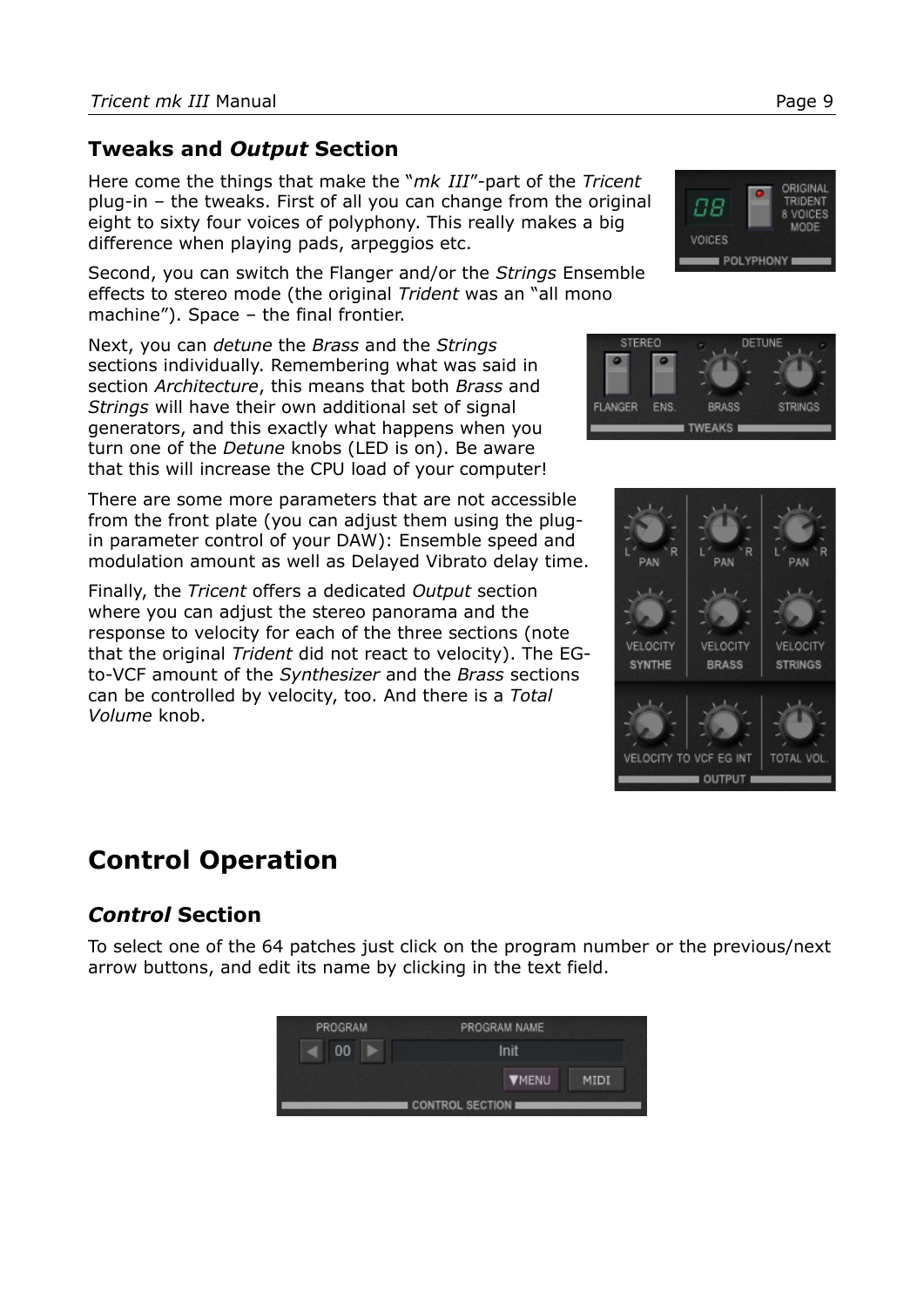## Tweaks and *Output* Section

Here come the things that make the "*mk III*"-part of the *Tricent* plug-in – the tweaks. First of all you can change from the original eight to sixty four voices of polyphony. This really makes a big difference when playing pads, arpeggios etc.

Second, you can switch the Flanger and/or the *Strings* Ensemble effects to stereo mode (the original *Trident* was an "all mono machine"). Space – the final frontier.

Next, you can *detune* the *Brass* and the *Strings* sections individually. Remembering what was said in section *Architecture*, this means that both *Brass* and *Strings* will have their own additional set of signal generators, and this exactly what happens when you turn one of the *Detune* knobs (LED is on). Be aware that this will increase the CPU load of your computer!

There are some more parameters that are not accessible from the front plate (you can adjust them using the plug-in parameter control of your DAW): Ensemble speed and modulation amount as well as Delayed Vibrato delay time.

Finally, the *Tricent* offers a dedicated *Output* section where you can adjust the stereo panorama and the response to velocity for each of the three sections (note that the original *Trident* did not react to velocity). The EG-to-VCF amount of the *Synthesizer* and the *Brass* sections can be controlled by velocity, too. And there is a *Total Volume* knob.

# Control Operation

## *Control* Section

To select one of the 64 patches just click on the program number or the previous/next arrow buttons, and edit its name by clicking in the text field.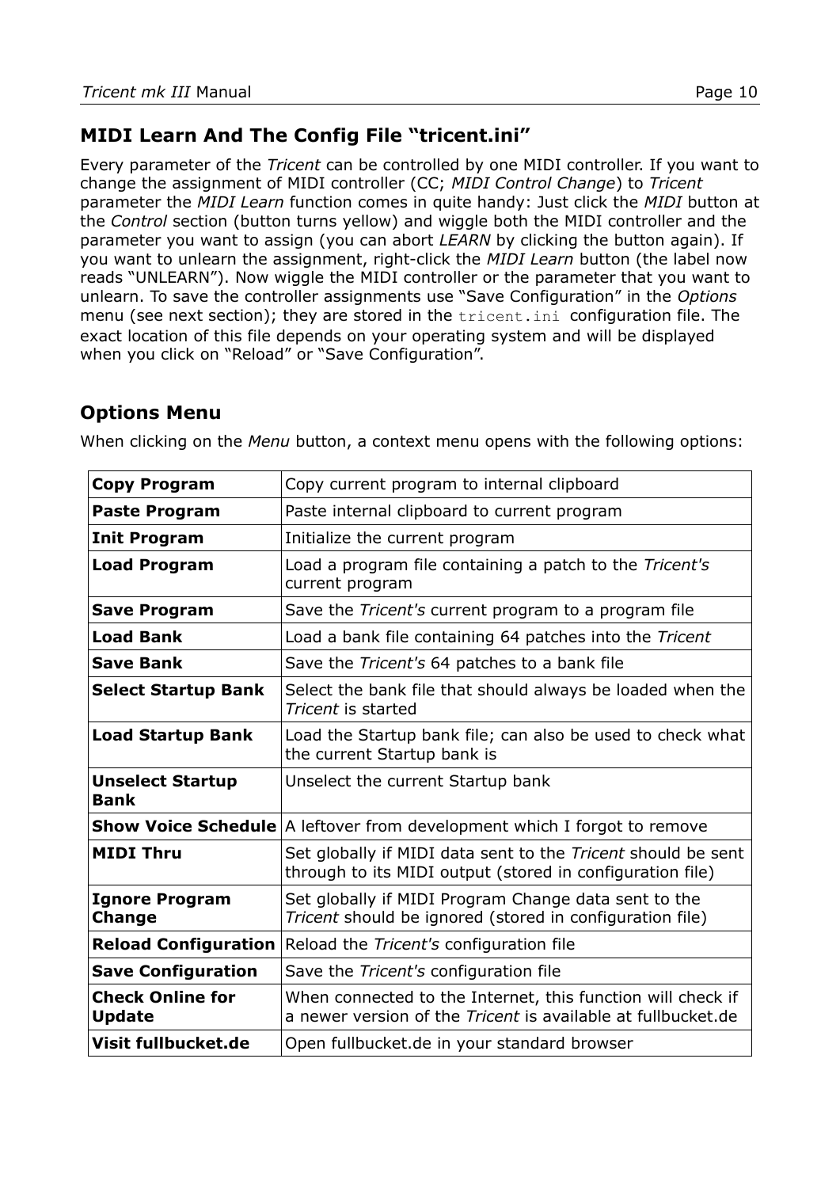## MIDI Learn And The Config File "tricent.ini"

Every parameter of the *Tricent* can be controlled by one MIDI controller. If you want to change the assignment of MIDI controller (CC; *MIDI Control Change*) to *Tricent* parameter the *MIDI Learn* function comes in quite handy: Just click the *MIDI* button at the *Control* section (button turns yellow) and wiggle both the MIDI controller and the parameter you want to assign (you can abort *LEARN* by clicking the button again). If you want to unlearn the assignment, right-click the *MIDI Learn* button (the label now reads "UNLEARN"). Now wiggle the MIDI controller or the parameter that you want to unlearn. To save the controller assignments use "Save Configuration" in the *Options* menu (see next section); they are stored in the `tricent.ini` configuration file. The exact location of this file depends on your operating system and will be displayed when you click on "Reload" or "Save Configuration".

## Options Menu

When clicking on the *Menu* button, a context menu opens with the following options:

| | |
|---|---|
| **Copy Program** | Copy current program to internal clipboard |
| **Paste Program** | Paste internal clipboard to current program |
| **Init Program** | Initialize the current program |
| **Load Program** | Load a program file containing a patch to the *Tricent's* current program |
| **Save Program** | Save the *Tricent's* current program to a program file |
| **Load Bank** | Load a bank file containing 64 patches into the *Tricent* |
| **Save Bank** | Save the *Tricent's* 64 patches to a bank file |
| **Select Startup Bank** | Select the bank file that should always be loaded when the *Tricent* is started |
| **Load Startup Bank** | Load the Startup bank file; can also be used to check what the current Startup bank is |
| **Unselect Startup Bank** | Unselect the current Startup bank |
| **Show Voice Schedule** | A leftover from development which I forgot to remove |
| **MIDI Thru** | Set globally if MIDI data sent to the *Tricent* should be sent through to its MIDI output (stored in configuration file) |
| **Ignore Program Change** | Set globally if MIDI Program Change data sent to the *Tricent* should be ignored (stored in configuration file) |
| **Reload Configuration** | Reload the *Tricent's* configuration file |
| **Save Configuration** | Save the *Tricent's* configuration file |
| **Check Online for Update** | When connected to the Internet, this function will check if a newer version of the *Tricent* is available at fullbucket.de |
| **Visit fullbucket.de** | Open fullbucket.de in your standard browser |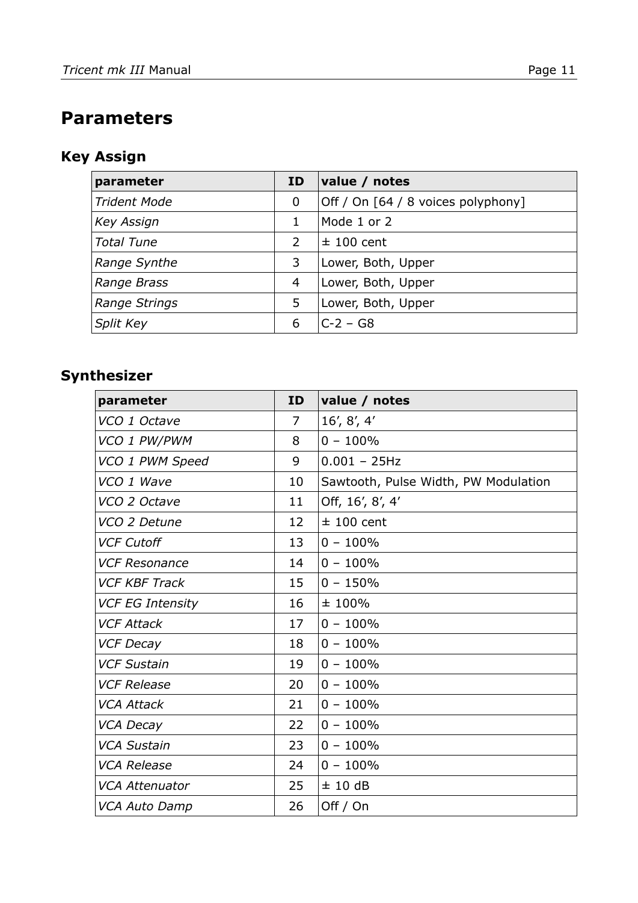# Parameters

## Key Assign

| parameter | ID | value / notes |
|---|---|---|
| *Trident Mode* | 0 | Off / On [64 / 8 voices polyphony] |
| *Key Assign* | 1 | Mode 1 or 2 |
| *Total Tune* | 2 | ± 100 cent |
| *Range Synthe* | 3 | Lower, Both, Upper |
| *Range Brass* | 4 | Lower, Both, Upper |
| *Range Strings* | 5 | Lower, Both, Upper |
| *Split Key* | 6 | C-2 – G8 |

## Synthesizer

| parameter | ID | value / notes |
|---|---|---|
| *VCO 1 Octave* | 7 | 16’, 8’, 4’ |
| *VCO 1 PW/PWM* | 8 | 0 – 100% |
| *VCO 1 PWM Speed* | 9 | 0.001 – 25Hz |
| *VCO 1 Wave* | 10 | Sawtooth, Pulse Width, PW Modulation |
| *VCO 2 Octave* | 11 | Off, 16’, 8’, 4’ |
| *VCO 2 Detune* | 12 | ± 100 cent |
| *VCF Cutoff* | 13 | 0 – 100% |
| *VCF Resonance* | 14 | 0 – 100% |
| *VCF KBF Track* | 15 | 0 – 150% |
| *VCF EG Intensity* | 16 | ± 100% |
| *VCF Attack* | 17 | 0 – 100% |
| *VCF Decay* | 18 | 0 – 100% |
| *VCF Sustain* | 19 | 0 – 100% |
| *VCF Release* | 20 | 0 – 100% |
| *VCA Attack* | 21 | 0 – 100% |
| *VCA Decay* | 22 | 0 – 100% |
| *VCA Sustain* | 23 | 0 – 100% |
| *VCA Release* | 24 | 0 – 100% |
| *VCA Attenuator* | 25 | ± 10 dB |
| *VCA Auto Damp* | 26 | Off / On |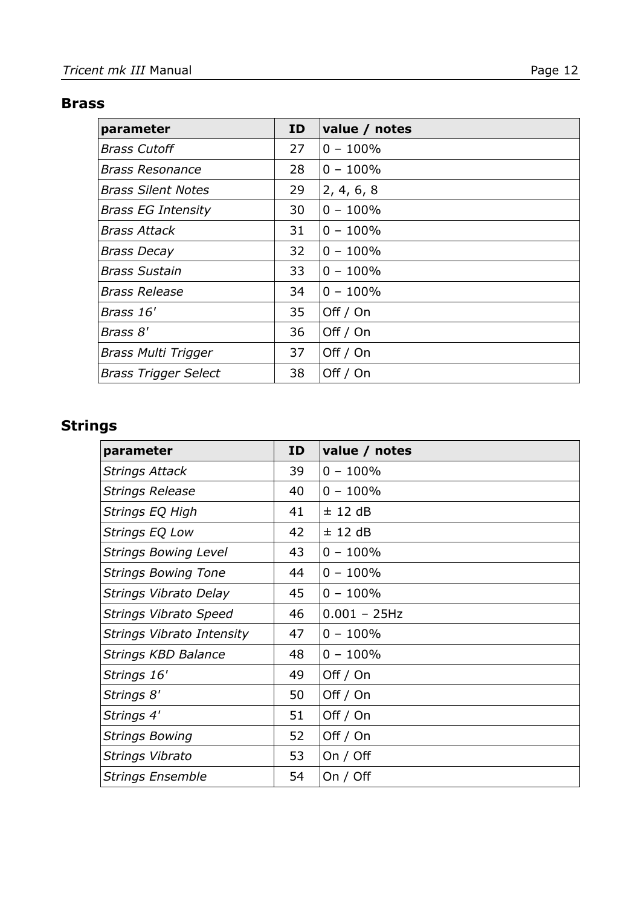## Brass

| parameter | ID | value / notes |
|---|---|---|
| *Brass Cutoff* | 27 | 0 – 100% |
| *Brass Resonance* | 28 | 0 – 100% |
| *Brass Silent Notes* | 29 | 2, 4, 6, 8 |
| *Brass EG Intensity* | 30 | 0 – 100% |
| *Brass Attack* | 31 | 0 – 100% |
| *Brass Decay* | 32 | 0 – 100% |
| *Brass Sustain* | 33 | 0 – 100% |
| *Brass Release* | 34 | 0 – 100% |
| *Brass 16'* | 35 | Off / On |
| *Brass 8'* | 36 | Off / On |
| *Brass Multi Trigger* | 37 | Off / On |
| *Brass Trigger Select* | 38 | Off / On |

## Strings

| parameter | ID | value / notes |
|---|---|---|
| *Strings Attack* | 39 | 0 – 100% |
| *Strings Release* | 40 | 0 – 100% |
| *Strings EQ High* | 41 | ± 12 dB |
| *Strings EQ Low* | 42 | ± 12 dB |
| *Strings Bowing Level* | 43 | 0 – 100% |
| *Strings Bowing Tone* | 44 | 0 – 100% |
| *Strings Vibrato Delay* | 45 | 0 – 100% |
| *Strings Vibrato Speed* | 46 | 0.001 – 25Hz |
| *Strings Vibrato Intensity* | 47 | 0 – 100% |
| *Strings KBD Balance* | 48 | 0 – 100% |
| *Strings 16'* | 49 | Off / On |
| *Strings 8'* | 50 | Off / On |
| *Strings 4'* | 51 | Off / On |
| *Strings Bowing* | 52 | Off / On |
| *Strings Vibrato* | 53 | On / Off |
| *Strings Ensemble* | 54 | On / Off |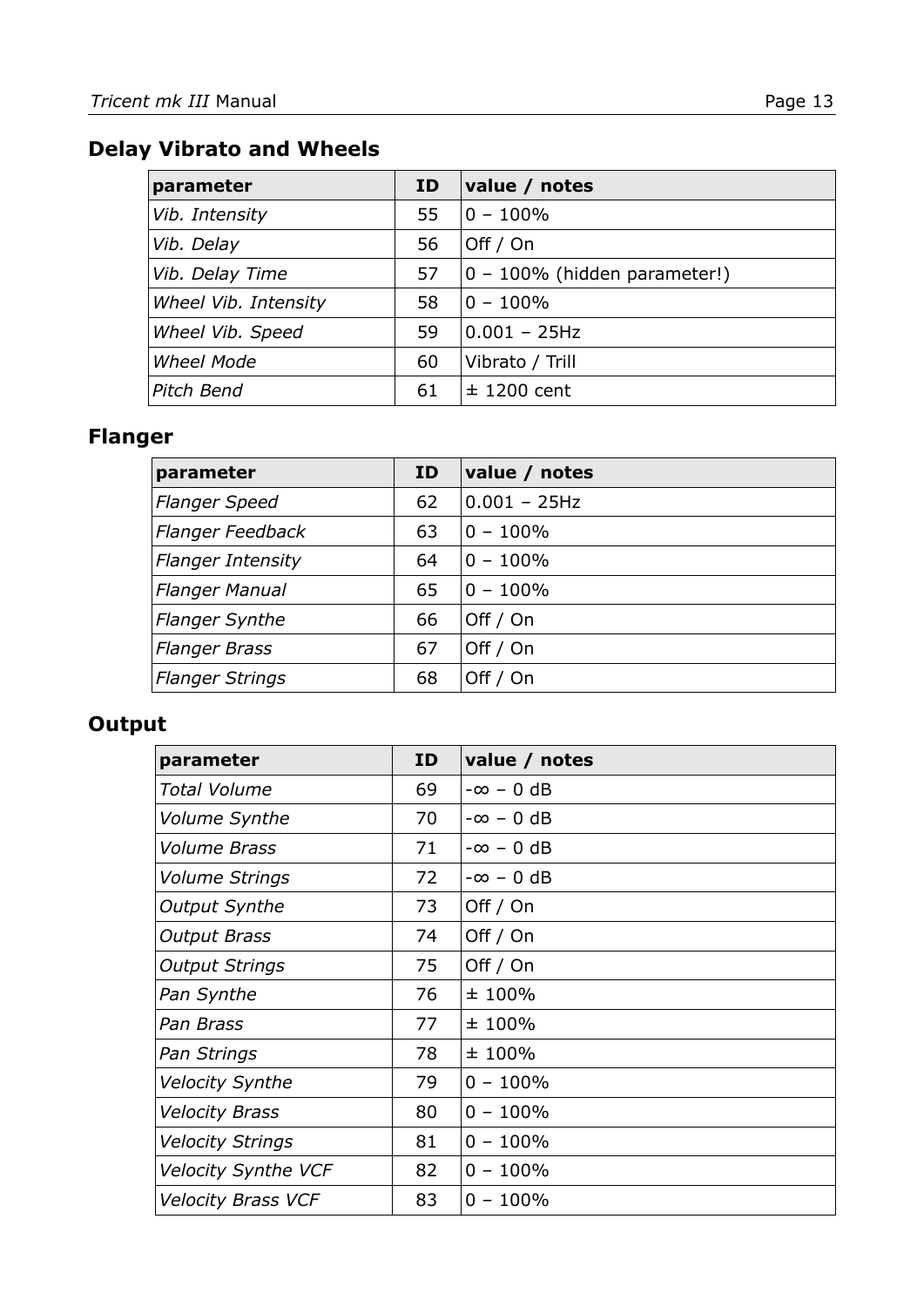## Delay Vibrato and Wheels

| parameter | ID | value / notes |
|---|---|---|
| *Vib. Intensity* | 55 | 0 – 100% |
| *Vib. Delay* | 56 | Off / On |
| *Vib. Delay Time* | 57 | 0 – 100% (hidden parameter!) |
| *Wheel Vib. Intensity* | 58 | 0 – 100% |
| *Wheel Vib. Speed* | 59 | 0.001 – 25Hz |
| *Wheel Mode* | 60 | Vibrato / Trill |
| *Pitch Bend* | 61 | ± 1200 cent |

## Flanger

| parameter | ID | value / notes |
|---|---|---|
| *Flanger Speed* | 62 | 0.001 – 25Hz |
| *Flanger Feedback* | 63 | 0 – 100% |
| *Flanger Intensity* | 64 | 0 – 100% |
| *Flanger Manual* | 65 | 0 – 100% |
| *Flanger Synthe* | 66 | Off / On |
| *Flanger Brass* | 67 | Off / On |
| *Flanger Strings* | 68 | Off / On |

## Output

| parameter | ID | value / notes |
|---|---|---|
| *Total Volume* | 69 | -∞ – 0 dB |
| *Volume Synthe* | 70 | -∞ – 0 dB |
| *Volume Brass* | 71 | -∞ – 0 dB |
| *Volume Strings* | 72 | -∞ – 0 dB |
| *Output Synthe* | 73 | Off / On |
| *Output Brass* | 74 | Off / On |
| *Output Strings* | 75 | Off / On |
| *Pan Synthe* | 76 | ± 100% |
| *Pan Brass* | 77 | ± 100% |
| *Pan Strings* | 78 | ± 100% |
| *Velocity Synthe* | 79 | 0 – 100% |
| *Velocity Brass* | 80 | 0 – 100% |
| *Velocity Strings* | 81 | 0 – 100% |
| *Velocity Synthe VCF* | 82 | 0 – 100% |
| *Velocity Brass VCF* | 83 | 0 – 100% |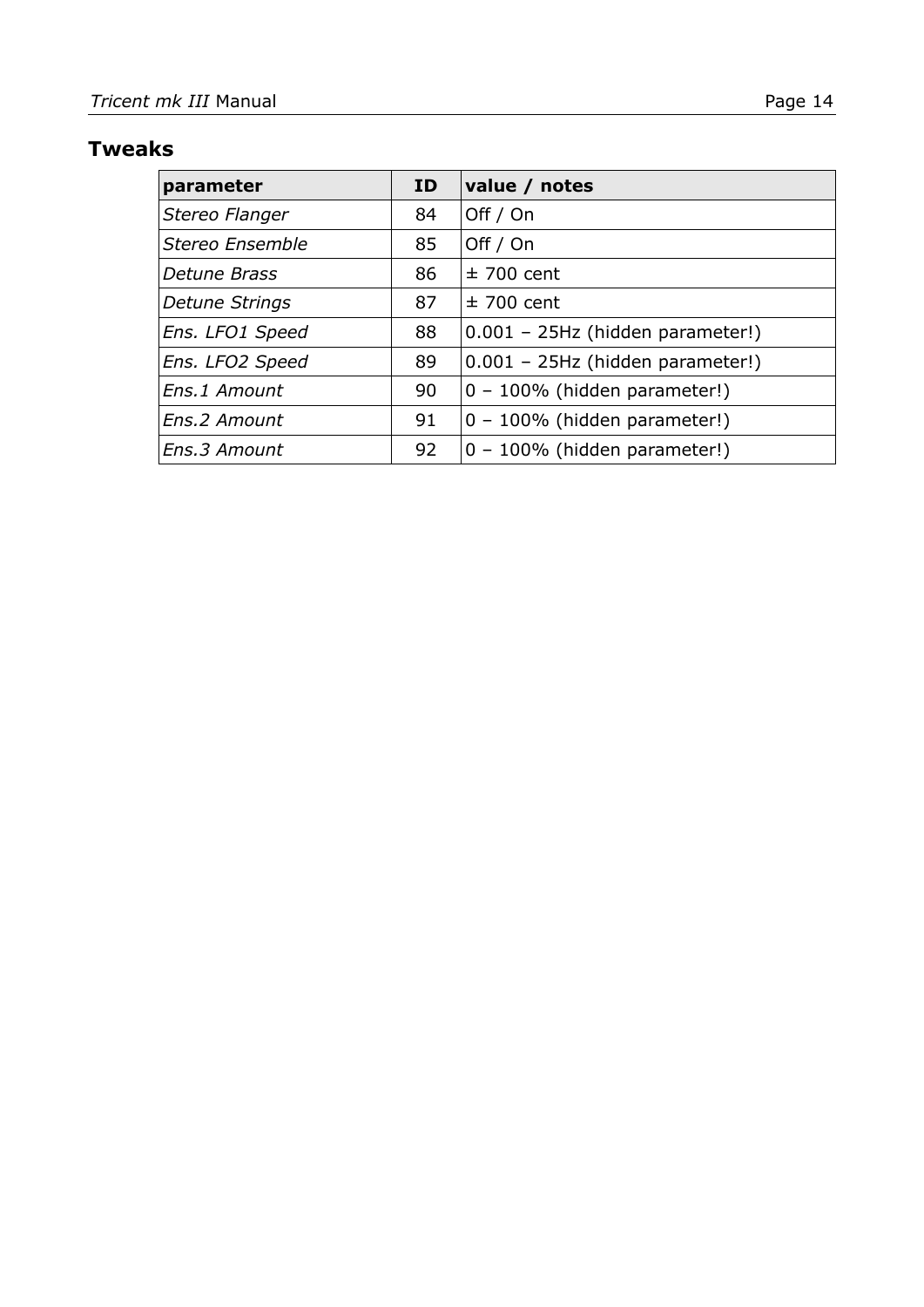## Tweaks

| parameter | ID | value / notes |
|---|---|---|
| *Stereo Flanger* | 84 | Off / On |
| *Stereo Ensemble* | 85 | Off / On |
| *Detune Brass* | 86 | ± 700 cent |
| *Detune Strings* | 87 | ± 700 cent |
| *Ens. LFO1 Speed* | 88 | 0.001 – 25Hz (hidden parameter!) |
| *Ens. LFO2 Speed* | 89 | 0.001 – 25Hz (hidden parameter!) |
| *Ens.1 Amount* | 90 | 0 – 100% (hidden parameter!) |
| *Ens.2 Amount* | 91 | 0 – 100% (hidden parameter!) |
| *Ens.3 Amount* | 92 | 0 – 100% (hidden parameter!) |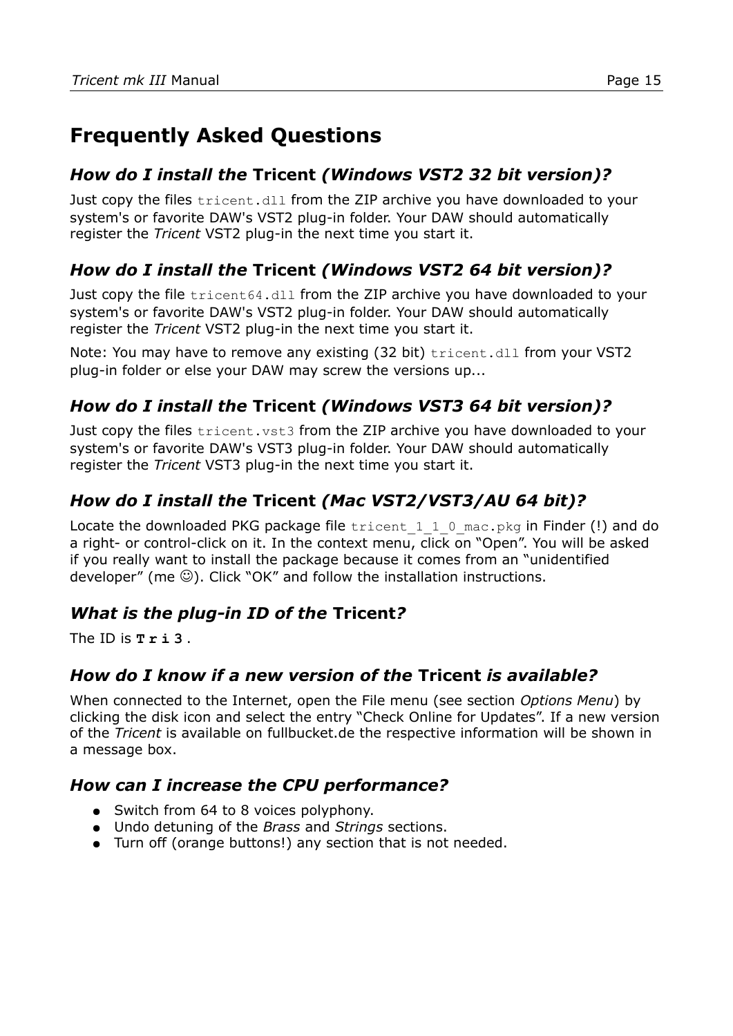# Frequently Asked Questions

## *How do I install the* **Tricent** *(Windows VST2 32 bit version)?*

Just copy the files `tricent.dll` from the ZIP archive you have downloaded to your system's or favorite DAW's VST2 plug-in folder. Your DAW should automatically register the *Tricent* VST2 plug-in the next time you start it.

## *How do I install the* **Tricent** *(Windows VST2 64 bit version)?*

Just copy the file `tricent64.dll` from the ZIP archive you have downloaded to your system's or favorite DAW's VST2 plug-in folder. Your DAW should automatically register the *Tricent* VST2 plug-in the next time you start it.

Note: You may have to remove any existing (32 bit) `tricent.dll` from your VST2 plug-in folder or else your DAW may screw the versions up...

## *How do I install the* **Tricent** *(Windows VST3 64 bit version)?*

Just copy the files `tricent.vst3` from the ZIP archive you have downloaded to your system's or favorite DAW's VST3 plug-in folder. Your DAW should automatically register the *Tricent* VST3 plug-in the next time you start it.

## *How do I install the* **Tricent** *(Mac VST2/VST3/AU 64 bit)?*

Locate the downloaded PKG package file `tricent_1_1_0_mac.pkg` in Finder (!) and do a right- or control-click on it. In the context menu, click on “Open”. You will be asked if you really want to install the package because it comes from an “unidentified developer” (me ☺). Click “OK” and follow the installation instructions.

## *What is the plug-in ID of the* **Tricent***?*

The ID is **`Tri3`**.

## *How do I know if a new version of the* **Tricent** *is available?*

When connected to the Internet, open the File menu (see section *Options Menu*) by clicking the disk icon and select the entry “Check Online for Updates”. If a new version of the *Tricent* is available on fullbucket.de the respective information will be shown in a message box.

## *How can I increase the CPU performance?*

- Switch from 64 to 8 voices polyphony.
- Undo detuning of the *Brass* and *Strings* sections.
- Turn off (orange buttons!) any section that is not needed.